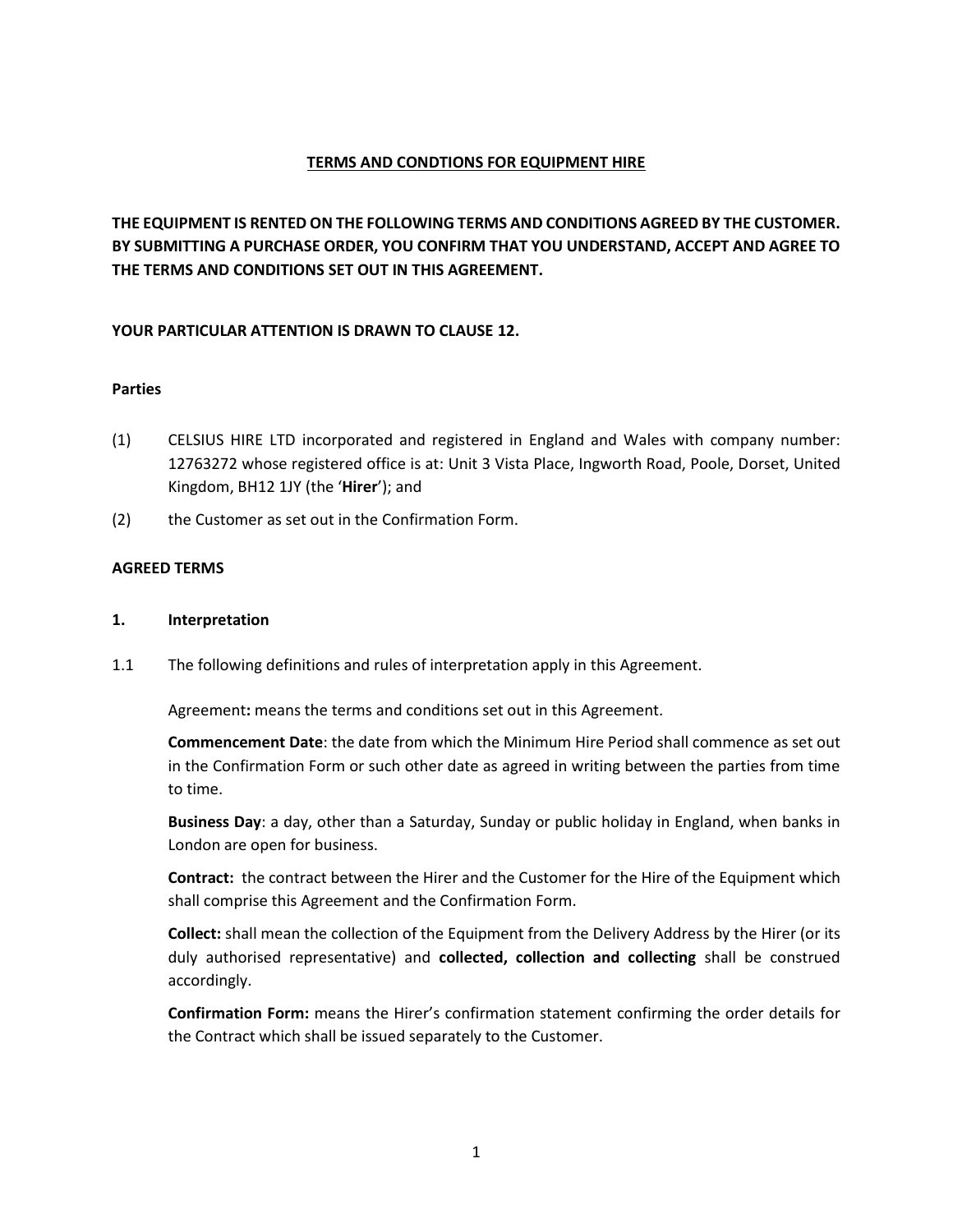# TERMS AND CONDTIONS FOR EQUIPMENT HIRE

**THE EQUIPMENT IS RENTED ON THE FOLLOWING TERMS AND CONDITIONS AGREED BY THE CUSTOMER. BY SUBMITTING A PURCHASE ORDER, YOU CONFIRM THAT YOU UNDERSTAND, ACCEPT AND AGREE TO THE TERMS AND CONDITIONS SET OUT IN THIS AGREEMENT.**

**YOUR PARTICULAR ATTENTION IS DRAWN TO CLAUSE 12.**

**Parties**

(1) CELSIUS HIRE LTD incorporated and registered in England and Wales with company number: 12763272 whose registered office is at: Unit 3 Vista Place, Ingworth Road, Poole, Dorset, United Kingdom, BH12 1JY (the '**Hirer**'); and

(2) the Customer as set out in the Confirmation Form.

**AGREED TERMS**

**1. Interpretation**

1.1 The following definitions and rules of interpretation apply in this Agreement.

Agreement**:** means the terms and conditions set out in this Agreement.

**Commencement Date**: the date from which the Minimum Hire Period shall commence as set out in the Confirmation Form or such other date as agreed in writing between the parties from time to time.

**Business Day**: a day, other than a Saturday, Sunday or public holiday in England, when banks in London are open for business.

**Contract:** the contract between the Hirer and the Customer for the Hire of the Equipment which shall comprise this Agreement and the Confirmation Form.

**Collect:** shall mean the collection of the Equipment from the Delivery Address by the Hirer (or its duly authorised representative) and **collected, collection and collecting** shall be construed accordingly.

**Confirmation Form:** means the Hirer's confirmation statement confirming the order details for the Contract which shall be issued separately to the Customer.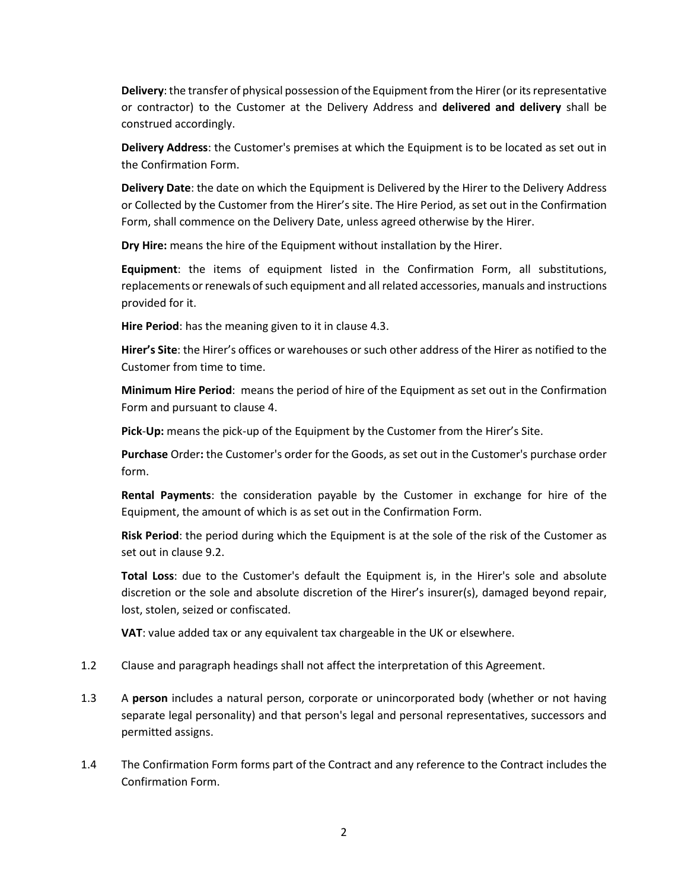**Delivery**: the transfer of physical possession of the Equipment from the Hirer (or its representative or contractor) to the Customer at the Delivery Address and **delivered and delivery** shall be construed accordingly.

**Delivery Address**: the Customer's premises at which the Equipment is to be located as set out in the Confirmation Form.

**Delivery Date**: the date on which the Equipment is Delivered by the Hirer to the Delivery Address or Collected by the Customer from the Hirer's site. The Hire Period, as set out in the Confirmation Form, shall commence on the Delivery Date, unless agreed otherwise by the Hirer.

**Dry Hire:** means the hire of the Equipment without installation by the Hirer.

**Equipment**: the items of equipment listed in the Confirmation Form, all substitutions, replacements or renewals of such equipment and all related accessories, manuals and instructions provided for it.

**Hire Period**: has the meaning given to it in clause 4.3.

**Hirer's Site**: the Hirer's offices or warehouses or such other address of the Hirer as notified to the Customer from time to time.

**Minimum Hire Period**: means the period of hire of the Equipment as set out in the Confirmation Form and pursuant to clause 4.

**Pick-Up:** means the pick-up of the Equipment by the Customer from the Hirer's Site.

**Purchase** Order**:** the Customer's order for the Goods, as set out in the Customer's purchase order form.

**Rental Payments**: the consideration payable by the Customer in exchange for hire of the Equipment, the amount of which is as set out in the Confirmation Form.

**Risk Period**: the period during which the Equipment is at the sole of the risk of the Customer as set out in clause 9.2.

**Total Loss**: due to the Customer's default the Equipment is, in the Hirer's sole and absolute discretion or the sole and absolute discretion of the Hirer's insurer(s), damaged beyond repair, lost, stolen, seized or confiscated.

**VAT**: value added tax or any equivalent tax chargeable in the UK or elsewhere.

1.2 Clause and paragraph headings shall not affect the interpretation of this Agreement.

1.3 A **person** includes a natural person, corporate or unincorporated body (whether or not having separate legal personality) and that person's legal and personal representatives, successors and permitted assigns.

1.4 The Confirmation Form forms part of the Contract and any reference to the Contract includes the Confirmation Form.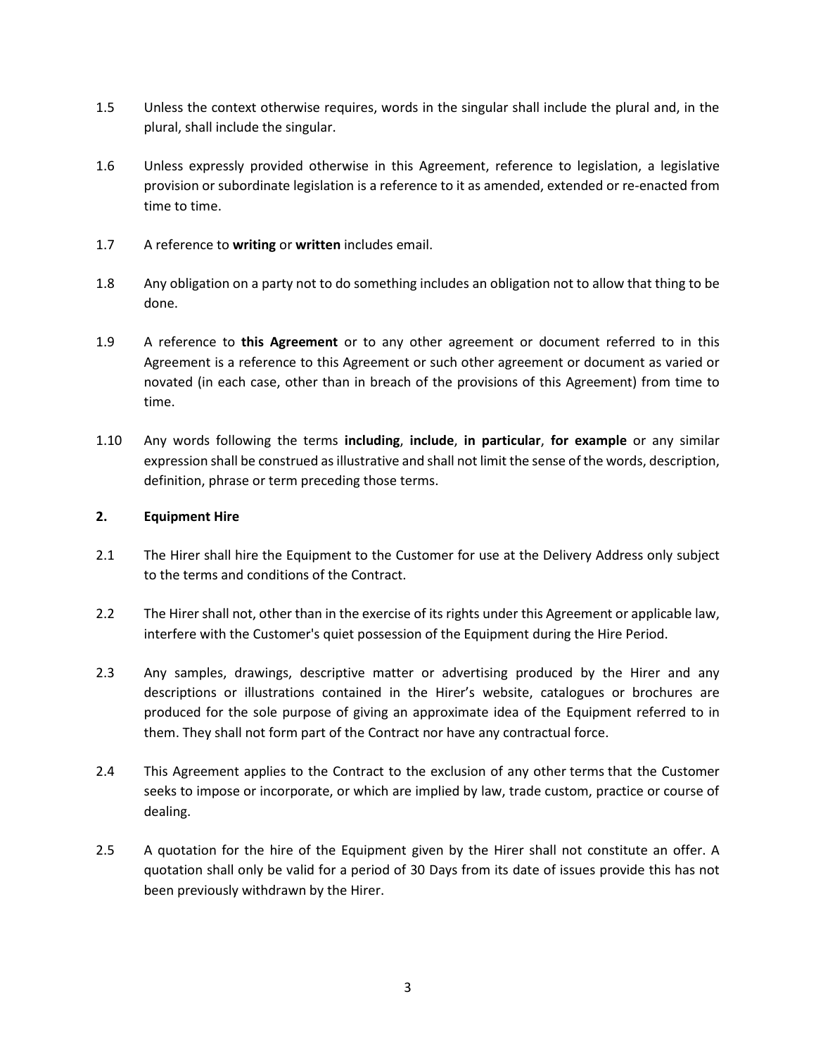1.5 Unless the context otherwise requires, words in the singular shall include the plural and, in the plural, shall include the singular.

1.6 Unless expressly provided otherwise in this Agreement, reference to legislation, a legislative provision or subordinate legislation is a reference to it as amended, extended or re-enacted from time to time.

1.7 A reference to **writing** or **written** includes email.

1.8 Any obligation on a party not to do something includes an obligation not to allow that thing to be done.

1.9 A reference to **this Agreement** or to any other agreement or document referred to in this Agreement is a reference to this Agreement or such other agreement or document as varied or novated (in each case, other than in breach of the provisions of this Agreement) from time to time.

1.10 Any words following the terms **including**, **include**, **in particular**, **for example** or any similar expression shall be construed as illustrative and shall not limit the sense of the words, description, definition, phrase or term preceding those terms.

**2. Equipment Hire**

2.1 The Hirer shall hire the Equipment to the Customer for use at the Delivery Address only subject to the terms and conditions of the Contract.

2.2 The Hirer shall not, other than in the exercise of its rights under this Agreement or applicable law, interfere with the Customer's quiet possession of the Equipment during the Hire Period.

2.3 Any samples, drawings, descriptive matter or advertising produced by the Hirer and any descriptions or illustrations contained in the Hirer's website, catalogues or brochures are produced for the sole purpose of giving an approximate idea of the Equipment referred to in them. They shall not form part of the Contract nor have any contractual force.

2.4 This Agreement applies to the Contract to the exclusion of any other terms that the Customer seeks to impose or incorporate, or which are implied by law, trade custom, practice or course of dealing.

2.5 A quotation for the hire of the Equipment given by the Hirer shall not constitute an offer. A quotation shall only be valid for a period of 30 Days from its date of issues provide this has not been previously withdrawn by the Hirer.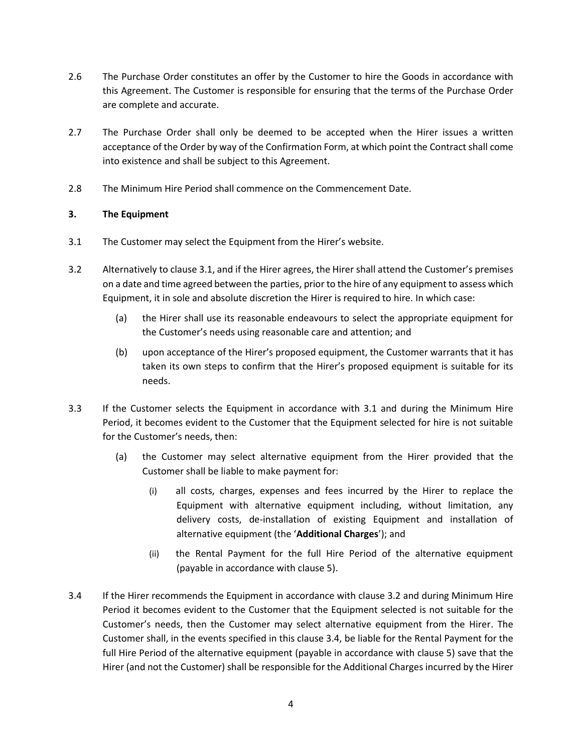2.6 The Purchase Order constitutes an offer by the Customer to hire the Goods in accordance with this Agreement. The Customer is responsible for ensuring that the terms of the Purchase Order are complete and accurate.

2.7 The Purchase Order shall only be deemed to be accepted when the Hirer issues a written acceptance of the Order by way of the Confirmation Form, at which point the Contract shall come into existence and shall be subject to this Agreement.

2.8 The Minimum Hire Period shall commence on the Commencement Date.

**3. The Equipment**

3.1 The Customer may select the Equipment from the Hirer's website.

3.2 Alternatively to clause 3.1, and if the Hirer agrees, the Hirer shall attend the Customer's premises on a date and time agreed between the parties, prior to the hire of any equipment to assess which Equipment, it in sole and absolute discretion the Hirer is required to hire. In which case:

(a) the Hirer shall use its reasonable endeavours to select the appropriate equipment for the Customer's needs using reasonable care and attention; and

(b) upon acceptance of the Hirer's proposed equipment, the Customer warrants that it has taken its own steps to confirm that the Hirer's proposed equipment is suitable for its needs.

3.3 If the Customer selects the Equipment in accordance with 3.1 and during the Minimum Hire Period, it becomes evident to the Customer that the Equipment selected for hire is not suitable for the Customer's needs, then:

(a) the Customer may select alternative equipment from the Hirer provided that the Customer shall be liable to make payment for:

(i) all costs, charges, expenses and fees incurred by the Hirer to replace the Equipment with alternative equipment including, without limitation, any delivery costs, de-installation of existing Equipment and installation of alternative equipment (the '**Additional Charges**'); and

(ii) the Rental Payment for the full Hire Period of the alternative equipment (payable in accordance with clause 5).

3.4 If the Hirer recommends the Equipment in accordance with clause 3.2 and during Minimum Hire Period it becomes evident to the Customer that the Equipment selected is not suitable for the Customer's needs, then the Customer may select alternative equipment from the Hirer. The Customer shall, in the events specified in this clause 3.4, be liable for the Rental Payment for the full Hire Period of the alternative equipment (payable in accordance with clause 5) save that the Hirer (and not the Customer) shall be responsible for the Additional Charges incurred by the Hirer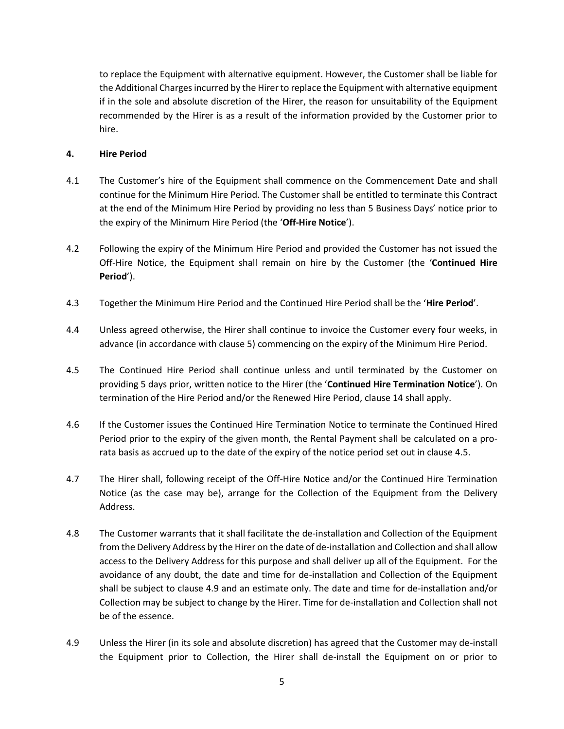to replace the Equipment with alternative equipment. However, the Customer shall be liable for the Additional Charges incurred by the Hirer to replace the Equipment with alternative equipment if in the sole and absolute discretion of the Hirer, the reason for unsuitability of the Equipment recommended by the Hirer is as a result of the information provided by the Customer prior to hire.

**4. Hire Period**

4.1 The Customer's hire of the Equipment shall commence on the Commencement Date and shall continue for the Minimum Hire Period. The Customer shall be entitled to terminate this Contract at the end of the Minimum Hire Period by providing no less than 5 Business Days' notice prior to the expiry of the Minimum Hire Period (the '**Off-Hire Notice**').

4.2 Following the expiry of the Minimum Hire Period and provided the Customer has not issued the Off-Hire Notice, the Equipment shall remain on hire by the Customer (the '**Continued Hire Period**').

4.3 Together the Minimum Hire Period and the Continued Hire Period shall be the '**Hire Period**'.

4.4 Unless agreed otherwise, the Hirer shall continue to invoice the Customer every four weeks, in advance (in accordance with clause 5) commencing on the expiry of the Minimum Hire Period.

4.5 The Continued Hire Period shall continue unless and until terminated by the Customer on providing 5 days prior, written notice to the Hirer (the '**Continued Hire Termination Notice**'). On termination of the Hire Period and/or the Renewed Hire Period, clause 14 shall apply.

4.6 If the Customer issues the Continued Hire Termination Notice to terminate the Continued Hired Period prior to the expiry of the given month, the Rental Payment shall be calculated on a pro-rata basis as accrued up to the date of the expiry of the notice period set out in clause 4.5.

4.7 The Hirer shall, following receipt of the Off-Hire Notice and/or the Continued Hire Termination Notice (as the case may be), arrange for the Collection of the Equipment from the Delivery Address.

4.8 The Customer warrants that it shall facilitate the de-installation and Collection of the Equipment from the Delivery Address by the Hirer on the date of de-installation and Collection and shall allow access to the Delivery Address for this purpose and shall deliver up all of the Equipment. For the avoidance of any doubt, the date and time for de-installation and Collection of the Equipment shall be subject to clause 4.9 and an estimate only. The date and time for de-installation and/or Collection may be subject to change by the Hirer. Time for de-installation and Collection shall not be of the essence.

4.9 Unless the Hirer (in its sole and absolute discretion) has agreed that the Customer may de-install the Equipment prior to Collection, the Hirer shall de-install the Equipment on or prior to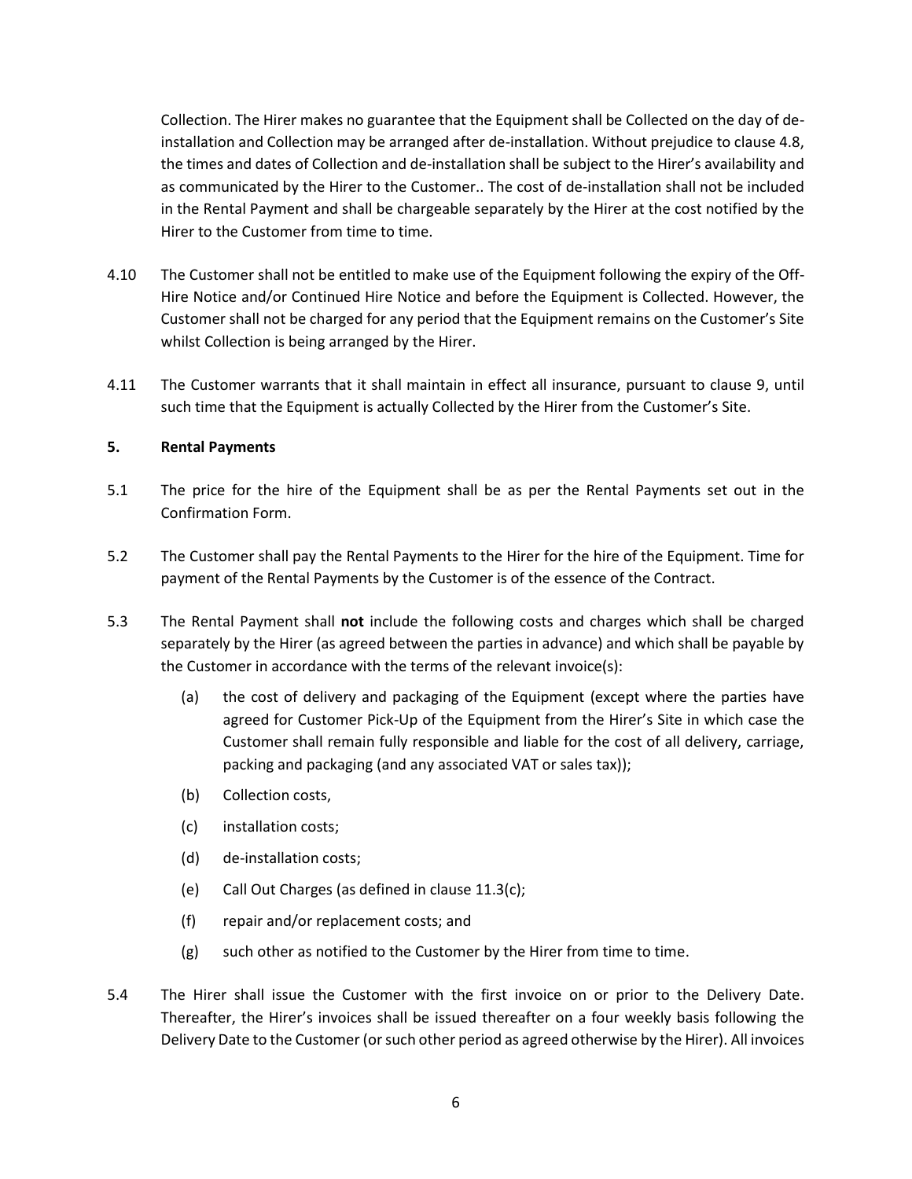Collection. The Hirer makes no guarantee that the Equipment shall be Collected on the day of de-installation and Collection may be arranged after de-installation. Without prejudice to clause 4.8, the times and dates of Collection and de-installation shall be subject to the Hirer's availability and as communicated by the Hirer to the Customer.. The cost of de-installation shall not be included in the Rental Payment and shall be chargeable separately by the Hirer at the cost notified by the Hirer to the Customer from time to time.

4.10 The Customer shall not be entitled to make use of the Equipment following the expiry of the Off-Hire Notice and/or Continued Hire Notice and before the Equipment is Collected. However, the Customer shall not be charged for any period that the Equipment remains on the Customer's Site whilst Collection is being arranged by the Hirer.

4.11 The Customer warrants that it shall maintain in effect all insurance, pursuant to clause 9, until such time that the Equipment is actually Collected by the Hirer from the Customer's Site.

**5. Rental Payments**

5.1 The price for the hire of the Equipment shall be as per the Rental Payments set out in the Confirmation Form.

5.2 The Customer shall pay the Rental Payments to the Hirer for the hire of the Equipment. Time for payment of the Rental Payments by the Customer is of the essence of the Contract.

5.3 The Rental Payment shall **not** include the following costs and charges which shall be charged separately by the Hirer (as agreed between the parties in advance) and which shall be payable by the Customer in accordance with the terms of the relevant invoice(s):

- (a) the cost of delivery and packaging of the Equipment (except where the parties have agreed for Customer Pick-Up of the Equipment from the Hirer's Site in which case the Customer shall remain fully responsible and liable for the cost of all delivery, carriage, packing and packaging (and any associated VAT or sales tax));
- (b) Collection costs,
- (c) installation costs;
- (d) de-installation costs;
- (e) Call Out Charges (as defined in clause 11.3(c);
- (f) repair and/or replacement costs; and
- (g) such other as notified to the Customer by the Hirer from time to time.

5.4 The Hirer shall issue the Customer with the first invoice on or prior to the Delivery Date. Thereafter, the Hirer's invoices shall be issued thereafter on a four weekly basis following the Delivery Date to the Customer (or such other period as agreed otherwise by the Hirer). All invoices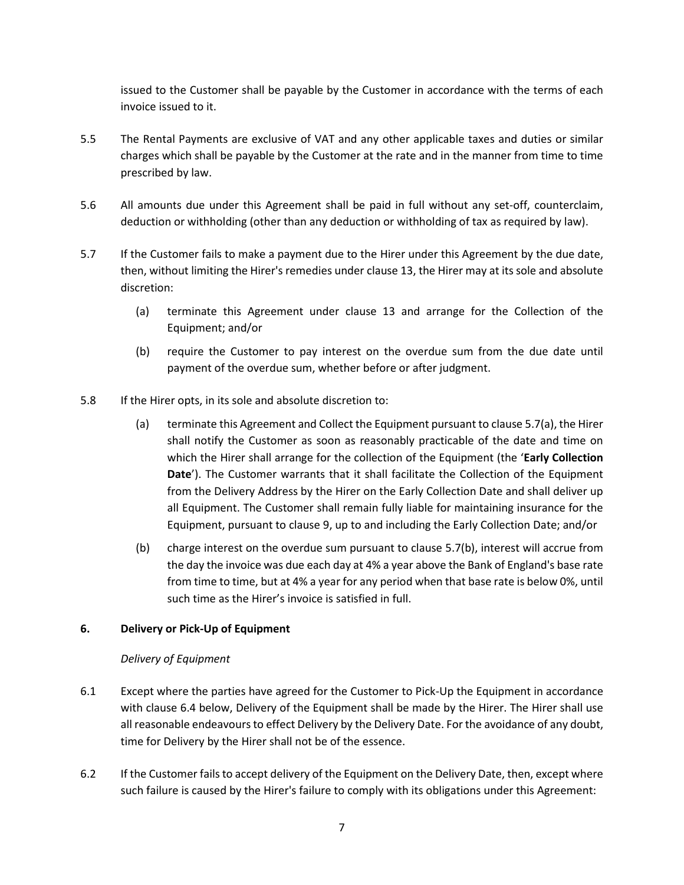issued to the Customer shall be payable by the Customer in accordance with the terms of each invoice issued to it.

5.5 The Rental Payments are exclusive of VAT and any other applicable taxes and duties or similar charges which shall be payable by the Customer at the rate and in the manner from time to time prescribed by law.

5.6 All amounts due under this Agreement shall be paid in full without any set-off, counterclaim, deduction or withholding (other than any deduction or withholding of tax as required by law).

5.7 If the Customer fails to make a payment due to the Hirer under this Agreement by the due date, then, without limiting the Hirer's remedies under clause 13, the Hirer may at its sole and absolute discretion:

(a) terminate this Agreement under clause 13 and arrange for the Collection of the Equipment; and/or

(b) require the Customer to pay interest on the overdue sum from the due date until payment of the overdue sum, whether before or after judgment.

5.8 If the Hirer opts, in its sole and absolute discretion to:

(a) terminate this Agreement and Collect the Equipment pursuant to clause 5.7(a), the Hirer shall notify the Customer as soon as reasonably practicable of the date and time on which the Hirer shall arrange for the collection of the Equipment (the '**Early Collection Date**'). The Customer warrants that it shall facilitate the Collection of the Equipment from the Delivery Address by the Hirer on the Early Collection Date and shall deliver up all Equipment. The Customer shall remain fully liable for maintaining insurance for the Equipment, pursuant to clause 9, up to and including the Early Collection Date; and/or

(b) charge interest on the overdue sum pursuant to clause 5.7(b), interest will accrue from the day the invoice was due each day at 4% a year above the Bank of England's base rate from time to time, but at 4% a year for any period when that base rate is below 0%, until such time as the Hirer's invoice is satisfied in full.

## 6. Delivery or Pick-Up of Equipment

*Delivery of Equipment*

6.1 Except where the parties have agreed for the Customer to Pick-Up the Equipment in accordance with clause 6.4 below, Delivery of the Equipment shall be made by the Hirer. The Hirer shall use all reasonable endeavours to effect Delivery by the Delivery Date. For the avoidance of any doubt, time for Delivery by the Hirer shall not be of the essence.

6.2 If the Customer fails to accept delivery of the Equipment on the Delivery Date, then, except where such failure is caused by the Hirer's failure to comply with its obligations under this Agreement: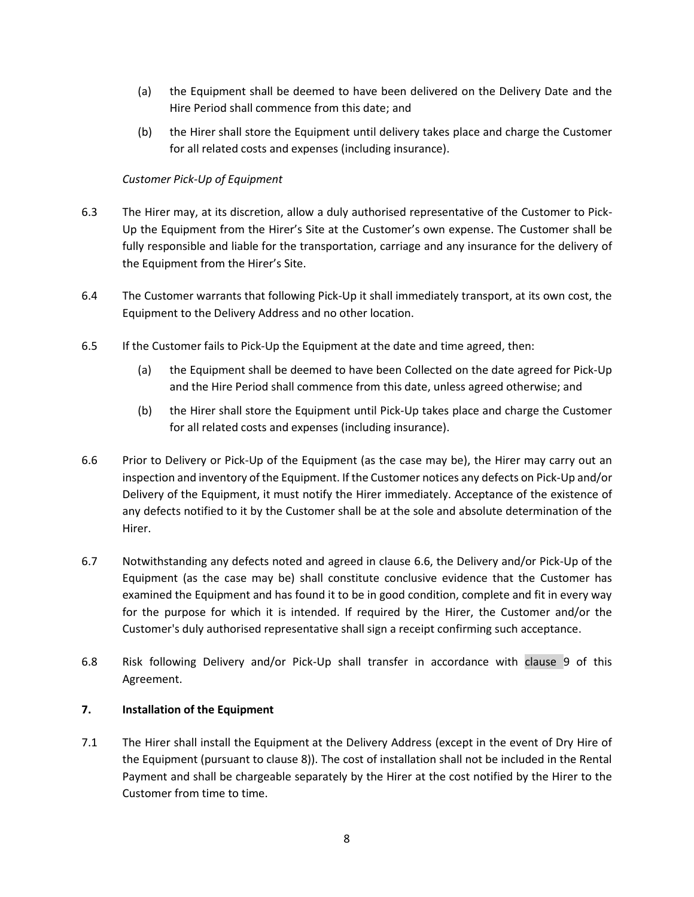(a) the Equipment shall be deemed to have been delivered on the Delivery Date and the Hire Period shall commence from this date; and

(b) the Hirer shall store the Equipment until delivery takes place and charge the Customer for all related costs and expenses (including insurance).

*Customer Pick-Up of Equipment*

6.3 The Hirer may, at its discretion, allow a duly authorised representative of the Customer to Pick-Up the Equipment from the Hirer's Site at the Customer's own expense. The Customer shall be fully responsible and liable for the transportation, carriage and any insurance for the delivery of the Equipment from the Hirer's Site.

6.4 The Customer warrants that following Pick-Up it shall immediately transport, at its own cost, the Equipment to the Delivery Address and no other location.

6.5 If the Customer fails to Pick-Up the Equipment at the date and time agreed, then:

(a) the Equipment shall be deemed to have been Collected on the date agreed for Pick-Up and the Hire Period shall commence from this date, unless agreed otherwise; and

(b) the Hirer shall store the Equipment until Pick-Up takes place and charge the Customer for all related costs and expenses (including insurance).

6.6 Prior to Delivery or Pick-Up of the Equipment (as the case may be), the Hirer may carry out an inspection and inventory of the Equipment. If the Customer notices any defects on Pick-Up and/or Delivery of the Equipment, it must notify the Hirer immediately. Acceptance of the existence of any defects notified to it by the Customer shall be at the sole and absolute determination of the Hirer.

6.7 Notwithstanding any defects noted and agreed in clause 6.6, the Delivery and/or Pick-Up of the Equipment (as the case may be) shall constitute conclusive evidence that the Customer has examined the Equipment and has found it to be in good condition, complete and fit in every way for the purpose for which it is intended. If required by the Hirer, the Customer and/or the Customer's duly authorised representative shall sign a receipt confirming such acceptance.

6.8 Risk following Delivery and/or Pick-Up shall transfer in accordance with clause 9 of this Agreement.

**7. Installation of the Equipment**

7.1 The Hirer shall install the Equipment at the Delivery Address (except in the event of Dry Hire of the Equipment (pursuant to clause 8)). The cost of installation shall not be included in the Rental Payment and shall be chargeable separately by the Hirer at the cost notified by the Hirer to the Customer from time to time.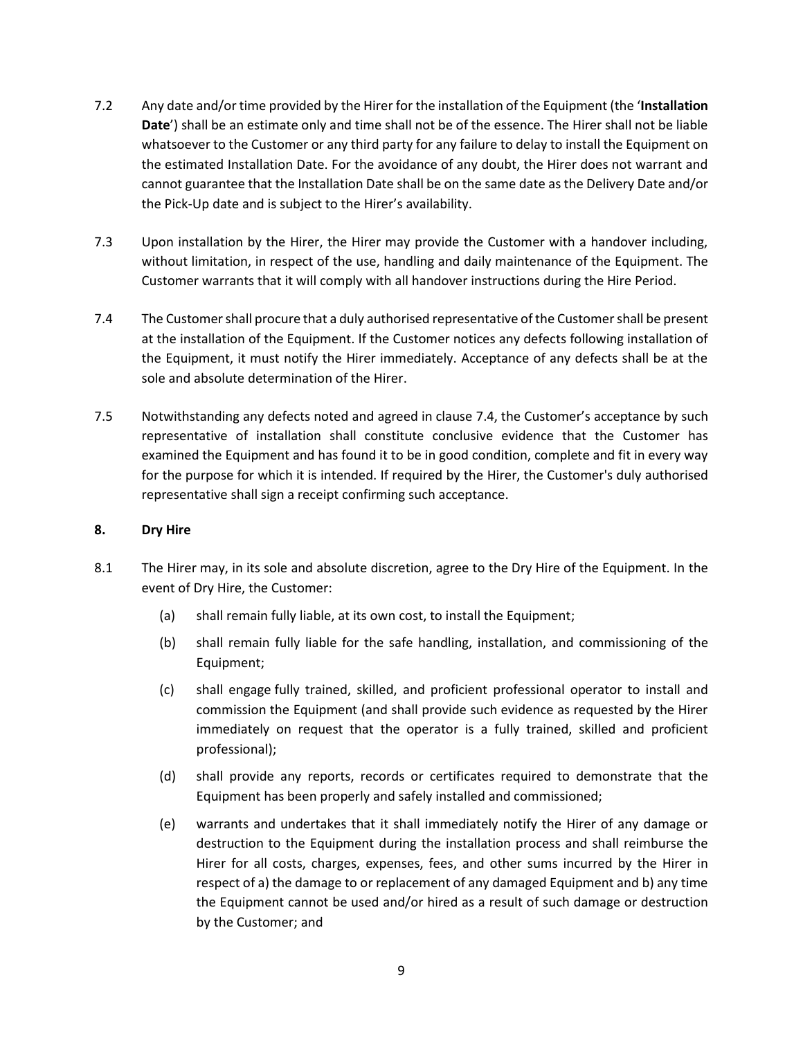7.2 Any date and/or time provided by the Hirer for the installation of the Equipment (the '**Installation Date**') shall be an estimate only and time shall not be of the essence. The Hirer shall not be liable whatsoever to the Customer or any third party for any failure to delay to install the Equipment on the estimated Installation Date. For the avoidance of any doubt, the Hirer does not warrant and cannot guarantee that the Installation Date shall be on the same date as the Delivery Date and/or the Pick-Up date and is subject to the Hirer's availability.

7.3 Upon installation by the Hirer, the Hirer may provide the Customer with a handover including, without limitation, in respect of the use, handling and daily maintenance of the Equipment. The Customer warrants that it will comply with all handover instructions during the Hire Period.

7.4 The Customer shall procure that a duly authorised representative of the Customer shall be present at the installation of the Equipment. If the Customer notices any defects following installation of the Equipment, it must notify the Hirer immediately. Acceptance of any defects shall be at the sole and absolute determination of the Hirer.

7.5 Notwithstanding any defects noted and agreed in clause 7.4, the Customer's acceptance by such representative of installation shall constitute conclusive evidence that the Customer has examined the Equipment and has found it to be in good condition, complete and fit in every way for the purpose for which it is intended. If required by the Hirer, the Customer's duly authorised representative shall sign a receipt confirming such acceptance.

**8. Dry Hire**

8.1 The Hirer may, in its sole and absolute discretion, agree to the Dry Hire of the Equipment. In the event of Dry Hire, the Customer:

(a) shall remain fully liable, at its own cost, to install the Equipment;

(b) shall remain fully liable for the safe handling, installation, and commissioning of the Equipment;

(c) shall engage fully trained, skilled, and proficient professional operator to install and commission the Equipment (and shall provide such evidence as requested by the Hirer immediately on request that the operator is a fully trained, skilled and proficient professional);

(d) shall provide any reports, records or certificates required to demonstrate that the Equipment has been properly and safely installed and commissioned;

(e) warrants and undertakes that it shall immediately notify the Hirer of any damage or destruction to the Equipment during the installation process and shall reimburse the Hirer for all costs, charges, expenses, fees, and other sums incurred by the Hirer in respect of a) the damage to or replacement of any damaged Equipment and b) any time the Equipment cannot be used and/or hired as a result of such damage or destruction by the Customer; and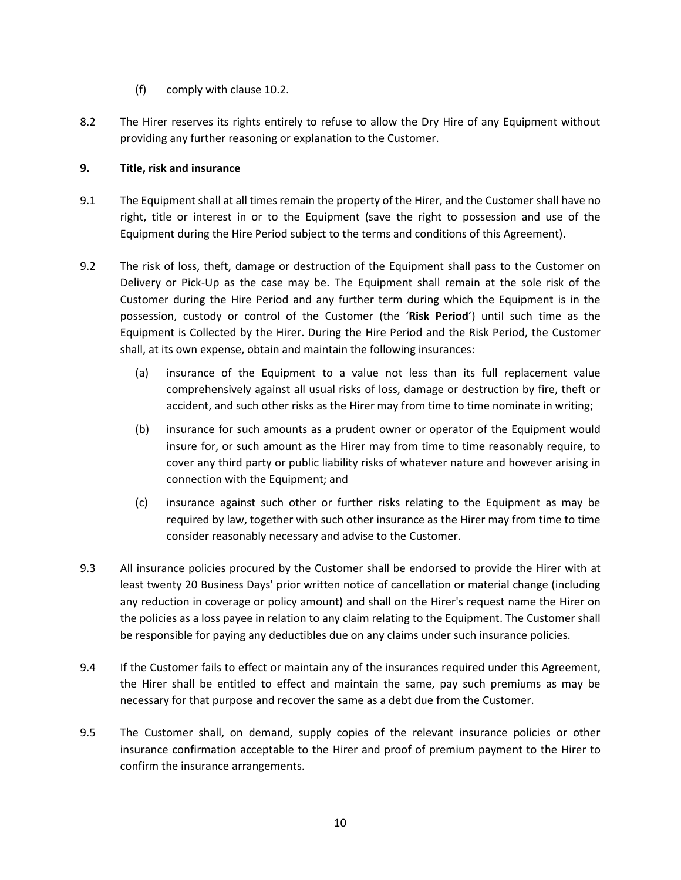(f) comply with clause 10.2.

8.2 The Hirer reserves its rights entirely to refuse to allow the Dry Hire of any Equipment without providing any further reasoning or explanation to the Customer.

## 9. Title, risk and insurance

9.1 The Equipment shall at all times remain the property of the Hirer, and the Customer shall have no right, title or interest in or to the Equipment (save the right to possession and use of the Equipment during the Hire Period subject to the terms and conditions of this Agreement).

9.2 The risk of loss, theft, damage or destruction of the Equipment shall pass to the Customer on Delivery or Pick-Up as the case may be. The Equipment shall remain at the sole risk of the Customer during the Hire Period and any further term during which the Equipment is in the possession, custody or control of the Customer (the '**Risk Period**') until such time as the Equipment is Collected by the Hirer. During the Hire Period and the Risk Period, the Customer shall, at its own expense, obtain and maintain the following insurances:

(a) insurance of the Equipment to a value not less than its full replacement value comprehensively against all usual risks of loss, damage or destruction by fire, theft or accident, and such other risks as the Hirer may from time to time nominate in writing;

(b) insurance for such amounts as a prudent owner or operator of the Equipment would insure for, or such amount as the Hirer may from time to time reasonably require, to cover any third party or public liability risks of whatever nature and however arising in connection with the Equipment; and

(c) insurance against such other or further risks relating to the Equipment as may be required by law, together with such other insurance as the Hirer may from time to time consider reasonably necessary and advise to the Customer.

9.3 All insurance policies procured by the Customer shall be endorsed to provide the Hirer with at least twenty 20 Business Days' prior written notice of cancellation or material change (including any reduction in coverage or policy amount) and shall on the Hirer's request name the Hirer on the policies as a loss payee in relation to any claim relating to the Equipment. The Customer shall be responsible for paying any deductibles due on any claims under such insurance policies.

9.4 If the Customer fails to effect or maintain any of the insurances required under this Agreement, the Hirer shall be entitled to effect and maintain the same, pay such premiums as may be necessary for that purpose and recover the same as a debt due from the Customer.

9.5 The Customer shall, on demand, supply copies of the relevant insurance policies or other insurance confirmation acceptable to the Hirer and proof of premium payment to the Hirer to confirm the insurance arrangements.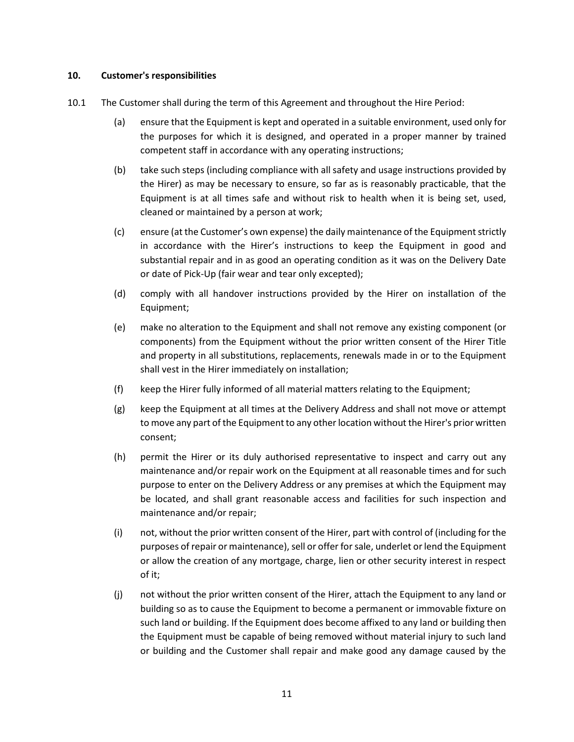## 10. Customer's responsibilities

10.1 The Customer shall during the term of this Agreement and throughout the Hire Period:

(a) ensure that the Equipment is kept and operated in a suitable environment, used only for the purposes for which it is designed, and operated in a proper manner by trained competent staff in accordance with any operating instructions;

(b) take such steps (including compliance with all safety and usage instructions provided by the Hirer) as may be necessary to ensure, so far as is reasonably practicable, that the Equipment is at all times safe and without risk to health when it is being set, used, cleaned or maintained by a person at work;

(c) ensure (at the Customer's own expense) the daily maintenance of the Equipment strictly in accordance with the Hirer's instructions to keep the Equipment in good and substantial repair and in as good an operating condition as it was on the Delivery Date or date of Pick-Up (fair wear and tear only excepted);

(d) comply with all handover instructions provided by the Hirer on installation of the Equipment;

(e) make no alteration to the Equipment and shall not remove any existing component (or components) from the Equipment without the prior written consent of the Hirer Title and property in all substitutions, replacements, renewals made in or to the Equipment shall vest in the Hirer immediately on installation;

(f) keep the Hirer fully informed of all material matters relating to the Equipment;

(g) keep the Equipment at all times at the Delivery Address and shall not move or attempt to move any part of the Equipment to any other location without the Hirer's prior written consent;

(h) permit the Hirer or its duly authorised representative to inspect and carry out any maintenance and/or repair work on the Equipment at all reasonable times and for such purpose to enter on the Delivery Address or any premises at which the Equipment may be located, and shall grant reasonable access and facilities for such inspection and maintenance and/or repair;

(i) not, without the prior written consent of the Hirer, part with control of (including for the purposes of repair or maintenance), sell or offer for sale, underlet or lend the Equipment or allow the creation of any mortgage, charge, lien or other security interest in respect of it;

(j) not without the prior written consent of the Hirer, attach the Equipment to any land or building so as to cause the Equipment to become a permanent or immovable fixture on such land or building. If the Equipment does become affixed to any land or building then the Equipment must be capable of being removed without material injury to such land or building and the Customer shall repair and make good any damage caused by the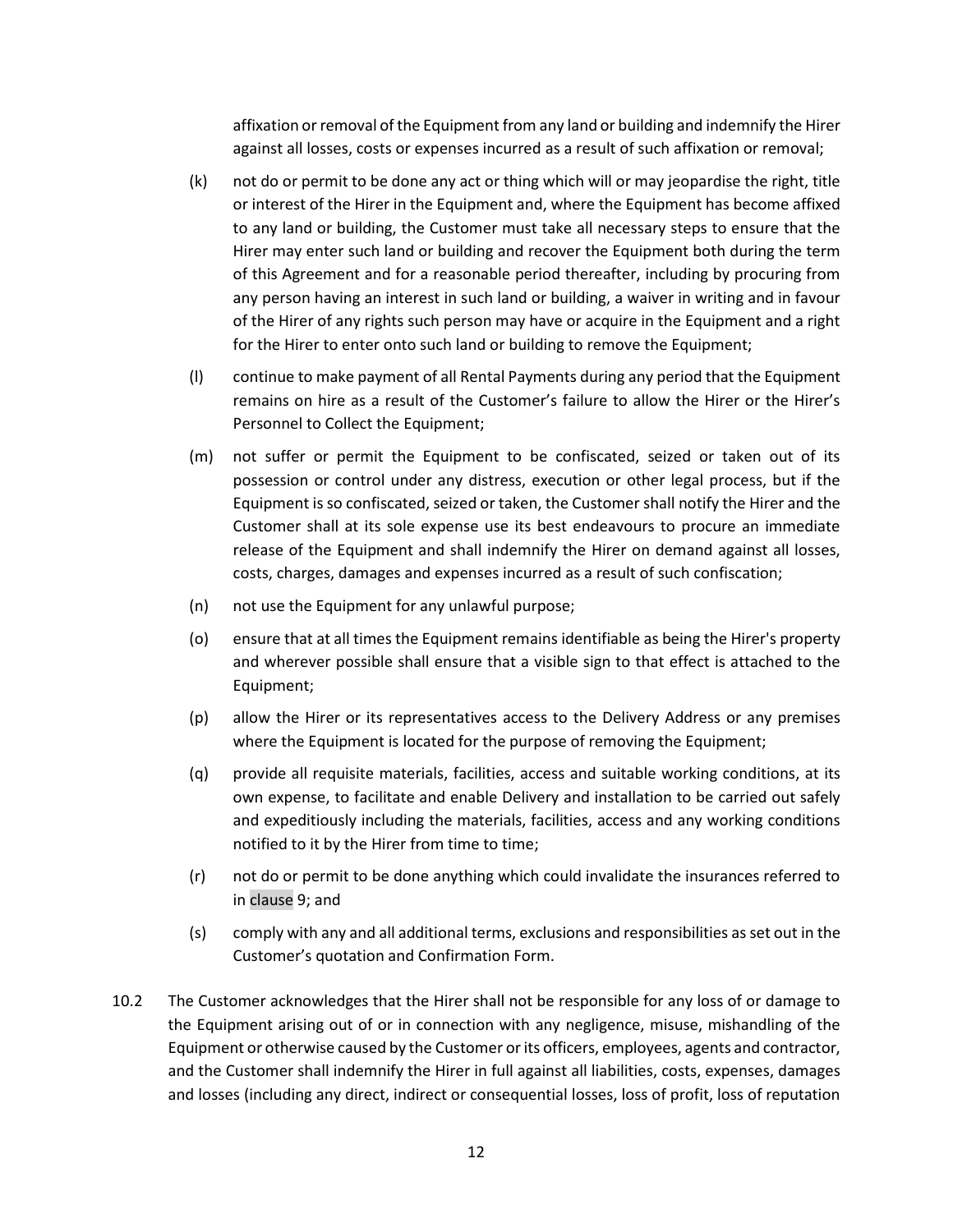affixation or removal of the Equipment from any land or building and indemnify the Hirer against all losses, costs or expenses incurred as a result of such affixation or removal;

(k) not do or permit to be done any act or thing which will or may jeopardise the right, title or interest of the Hirer in the Equipment and, where the Equipment has become affixed to any land or building, the Customer must take all necessary steps to ensure that the Hirer may enter such land or building and recover the Equipment both during the term of this Agreement and for a reasonable period thereafter, including by procuring from any person having an interest in such land or building, a waiver in writing and in favour of the Hirer of any rights such person may have or acquire in the Equipment and a right for the Hirer to enter onto such land or building to remove the Equipment;

(l) continue to make payment of all Rental Payments during any period that the Equipment remains on hire as a result of the Customer's failure to allow the Hirer or the Hirer's Personnel to Collect the Equipment;

(m) not suffer or permit the Equipment to be confiscated, seized or taken out of its possession or control under any distress, execution or other legal process, but if the Equipment is so confiscated, seized or taken, the Customer shall notify the Hirer and the Customer shall at its sole expense use its best endeavours to procure an immediate release of the Equipment and shall indemnify the Hirer on demand against all losses, costs, charges, damages and expenses incurred as a result of such confiscation;

(n) not use the Equipment for any unlawful purpose;

(o) ensure that at all times the Equipment remains identifiable as being the Hirer's property and wherever possible shall ensure that a visible sign to that effect is attached to the Equipment;

(p) allow the Hirer or its representatives access to the Delivery Address or any premises where the Equipment is located for the purpose of removing the Equipment;

(q) provide all requisite materials, facilities, access and suitable working conditions, at its own expense, to facilitate and enable Delivery and installation to be carried out safely and expeditiously including the materials, facilities, access and any working conditions notified to it by the Hirer from time to time;

(r) not do or permit to be done anything which could invalidate the insurances referred to in clause 9; and

(s) comply with any and all additional terms, exclusions and responsibilities as set out in the Customer's quotation and Confirmation Form.

10.2 The Customer acknowledges that the Hirer shall not be responsible for any loss of or damage to the Equipment arising out of or in connection with any negligence, misuse, mishandling of the Equipment or otherwise caused by the Customer or its officers, employees, agents and contractor, and the Customer shall indemnify the Hirer in full against all liabilities, costs, expenses, damages and losses (including any direct, indirect or consequential losses, loss of profit, loss of reputation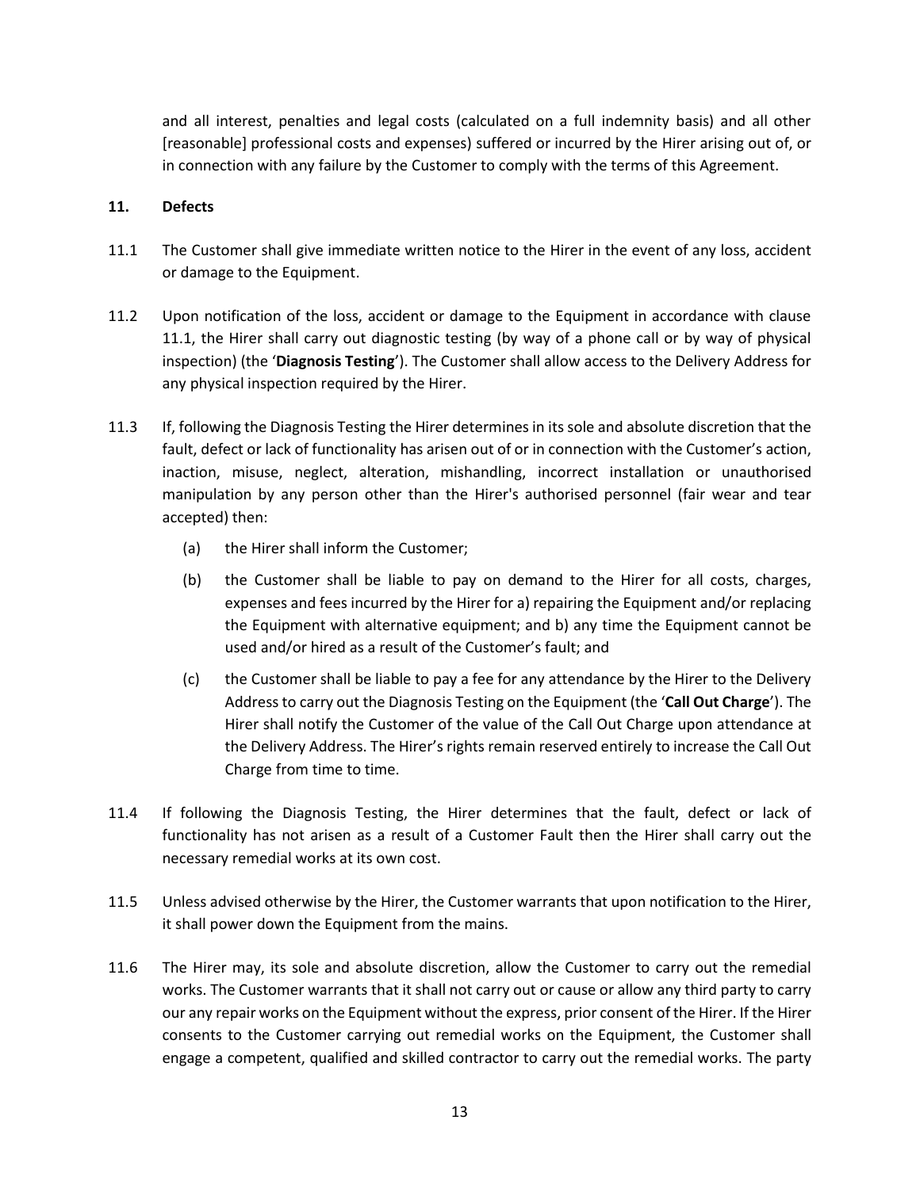and all interest, penalties and legal costs (calculated on a full indemnity basis) and all other [reasonable] professional costs and expenses) suffered or incurred by the Hirer arising out of, or in connection with any failure by the Customer to comply with the terms of this Agreement.

## 11. Defects

11.1 The Customer shall give immediate written notice to the Hirer in the event of any loss, accident or damage to the Equipment.

11.2 Upon notification of the loss, accident or damage to the Equipment in accordance with clause 11.1, the Hirer shall carry out diagnostic testing (by way of a phone call or by way of physical inspection) (the '**Diagnosis Testing**'). The Customer shall allow access to the Delivery Address for any physical inspection required by the Hirer.

11.3 If, following the Diagnosis Testing the Hirer determines in its sole and absolute discretion that the fault, defect or lack of functionality has arisen out of or in connection with the Customer's action, inaction, misuse, neglect, alteration, mishandling, incorrect installation or unauthorised manipulation by any person other than the Hirer's authorised personnel (fair wear and tear accepted) then:

   (a) the Hirer shall inform the Customer;

   (b) the Customer shall be liable to pay on demand to the Hirer for all costs, charges, expenses and fees incurred by the Hirer for a) repairing the Equipment and/or replacing the Equipment with alternative equipment; and b) any time the Equipment cannot be used and/or hired as a result of the Customer's fault; and

   (c) the Customer shall be liable to pay a fee for any attendance by the Hirer to the Delivery Address to carry out the Diagnosis Testing on the Equipment (the '**Call Out Charge**'). The Hirer shall notify the Customer of the value of the Call Out Charge upon attendance at the Delivery Address. The Hirer's rights remain reserved entirely to increase the Call Out Charge from time to time.

11.4 If following the Diagnosis Testing, the Hirer determines that the fault, defect or lack of functionality has not arisen as a result of a Customer Fault then the Hirer shall carry out the necessary remedial works at its own cost.

11.5 Unless advised otherwise by the Hirer, the Customer warrants that upon notification to the Hirer, it shall power down the Equipment from the mains.

11.6 The Hirer may, its sole and absolute discretion, allow the Customer to carry out the remedial works. The Customer warrants that it shall not carry out or cause or allow any third party to carry our any repair works on the Equipment without the express, prior consent of the Hirer. If the Hirer consents to the Customer carrying out remedial works on the Equipment, the Customer shall engage a competent, qualified and skilled contractor to carry out the remedial works. The party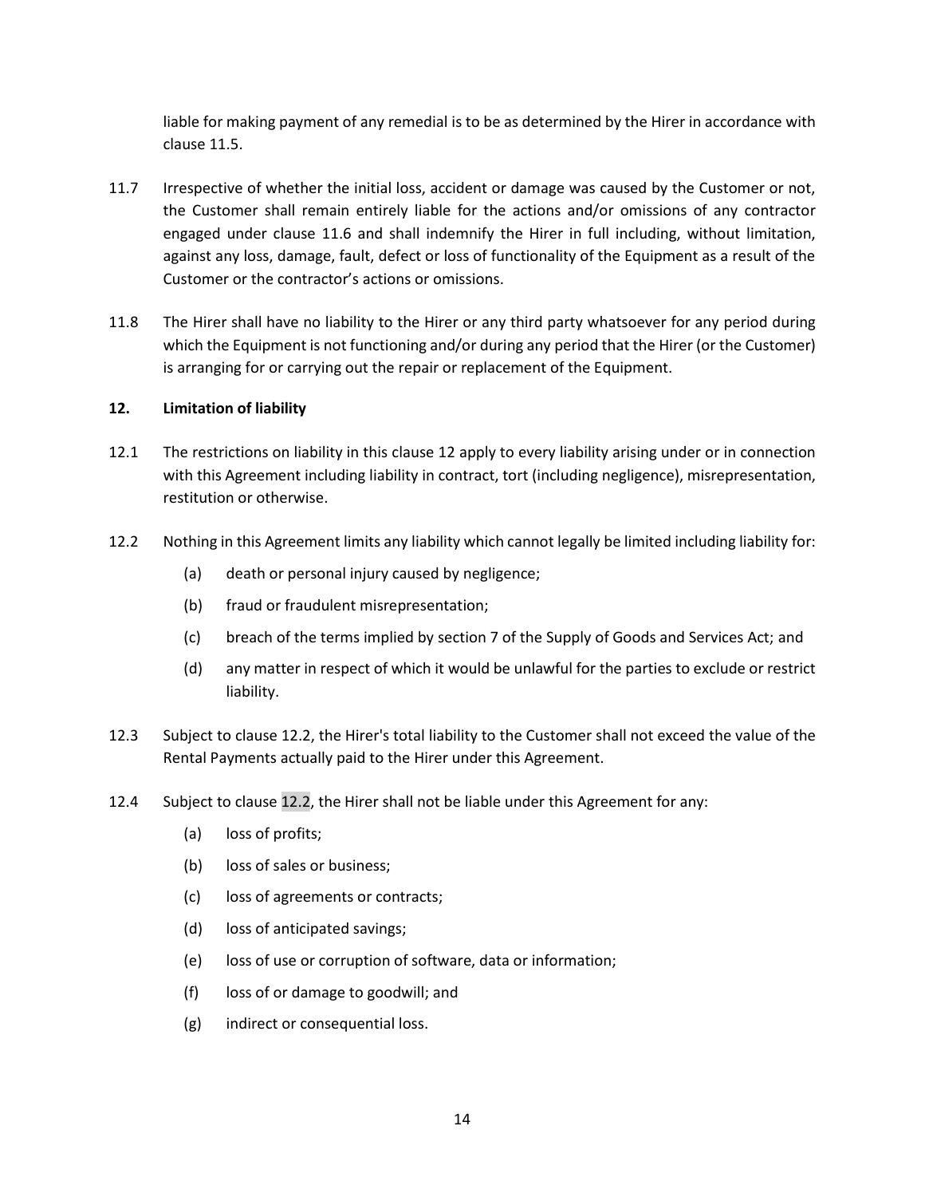liable for making payment of any remedial is to be as determined by the Hirer in accordance with clause 11.5.

11.7 Irrespective of whether the initial loss, accident or damage was caused by the Customer or not, the Customer shall remain entirely liable for the actions and/or omissions of any contractor engaged under clause 11.6 and shall indemnify the Hirer in full including, without limitation, against any loss, damage, fault, defect or loss of functionality of the Equipment as a result of the Customer or the contractor's actions or omissions.

11.8 The Hirer shall have no liability to the Hirer or any third party whatsoever for any period during which the Equipment is not functioning and/or during any period that the Hirer (or the Customer) is arranging for or carrying out the repair or replacement of the Equipment.

## 12. Limitation of liability

12.1 The restrictions on liability in this clause 12 apply to every liability arising under or in connection with this Agreement including liability in contract, tort (including negligence), misrepresentation, restitution or otherwise.

12.2 Nothing in this Agreement limits any liability which cannot legally be limited including liability for:

- (a) death or personal injury caused by negligence;
- (b) fraud or fraudulent misrepresentation;
- (c) breach of the terms implied by section 7 of the Supply of Goods and Services Act; and
- (d) any matter in respect of which it would be unlawful for the parties to exclude or restrict liability.

12.3 Subject to clause 12.2, the Hirer's total liability to the Customer shall not exceed the value of the Rental Payments actually paid to the Hirer under this Agreement.

12.4 Subject to clause 12.2, the Hirer shall not be liable under this Agreement for any:

- (a) loss of profits;
- (b) loss of sales or business;
- (c) loss of agreements or contracts;
- (d) loss of anticipated savings;
- (e) loss of use or corruption of software, data or information;
- (f) loss of or damage to goodwill; and
- (g) indirect or consequential loss.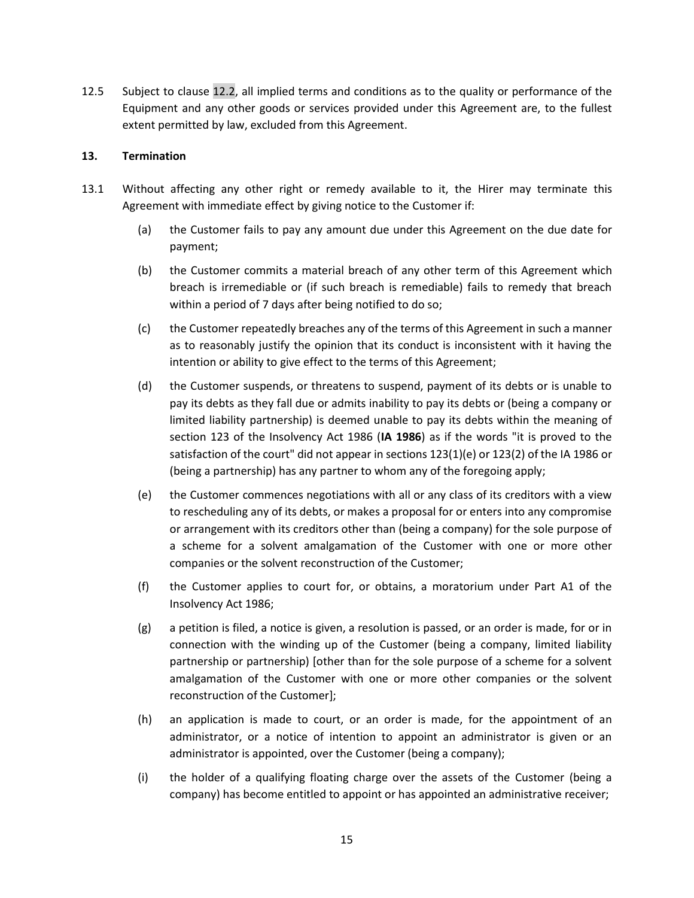12.5 Subject to clause 12.2, all implied terms and conditions as to the quality or performance of the Equipment and any other goods or services provided under this Agreement are, to the fullest extent permitted by law, excluded from this Agreement.

## 13. Termination

13.1 Without affecting any other right or remedy available to it, the Hirer may terminate this Agreement with immediate effect by giving notice to the Customer if:

(a) the Customer fails to pay any amount due under this Agreement on the due date for payment;

(b) the Customer commits a material breach of any other term of this Agreement which breach is irremediable or (if such breach is remediable) fails to remedy that breach within a period of 7 days after being notified to do so;

(c) the Customer repeatedly breaches any of the terms of this Agreement in such a manner as to reasonably justify the opinion that its conduct is inconsistent with it having the intention or ability to give effect to the terms of this Agreement;

(d) the Customer suspends, or threatens to suspend, payment of its debts or is unable to pay its debts as they fall due or admits inability to pay its debts or (being a company or limited liability partnership) is deemed unable to pay its debts within the meaning of section 123 of the Insolvency Act 1986 (**IA 1986**) as if the words "it is proved to the satisfaction of the court" did not appear in sections 123(1)(e) or 123(2) of the IA 1986 or (being a partnership) has any partner to whom any of the foregoing apply;

(e) the Customer commences negotiations with all or any class of its creditors with a view to rescheduling any of its debts, or makes a proposal for or enters into any compromise or arrangement with its creditors other than (being a company) for the sole purpose of a scheme for a solvent amalgamation of the Customer with one or more other companies or the solvent reconstruction of the Customer;

(f) the Customer applies to court for, or obtains, a moratorium under Part A1 of the Insolvency Act 1986;

(g) a petition is filed, a notice is given, a resolution is passed, or an order is made, for or in connection with the winding up of the Customer (being a company, limited liability partnership or partnership) [other than for the sole purpose of a scheme for a solvent amalgamation of the Customer with one or more other companies or the solvent reconstruction of the Customer];

(h) an application is made to court, or an order is made, for the appointment of an administrator, or a notice of intention to appoint an administrator is given or an administrator is appointed, over the Customer (being a company);

(i) the holder of a qualifying floating charge over the assets of the Customer (being a company) has become entitled to appoint or has appointed an administrative receiver;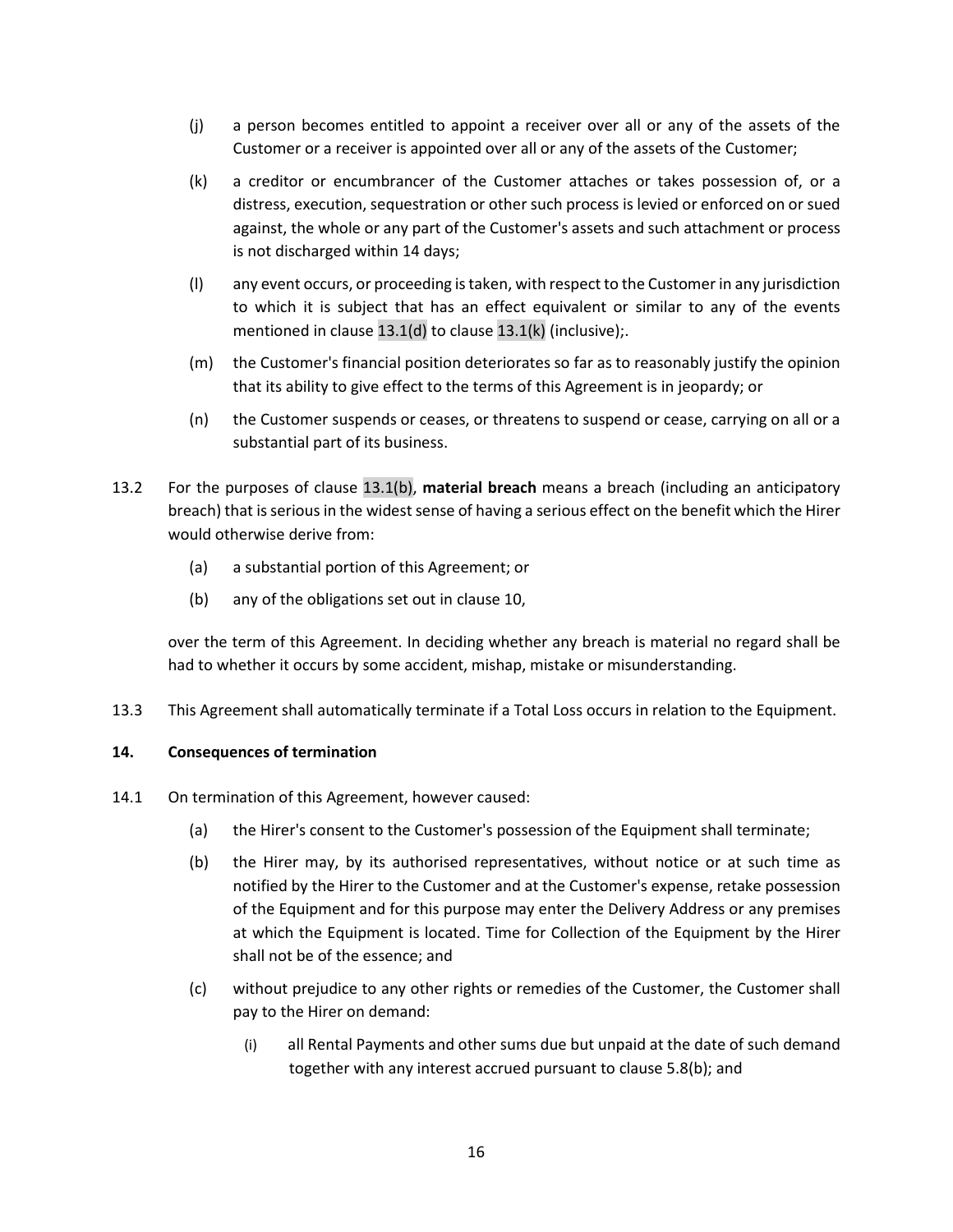(j) a person becomes entitled to appoint a receiver over all or any of the assets of the Customer or a receiver is appointed over all or any of the assets of the Customer;

(k) a creditor or encumbrancer of the Customer attaches or takes possession of, or a distress, execution, sequestration or other such process is levied or enforced on or sued against, the whole or any part of the Customer's assets and such attachment or process is not discharged within 14 days;

(l) any event occurs, or proceeding is taken, with respect to the Customer in any jurisdiction to which it is subject that has an effect equivalent or similar to any of the events mentioned in clause 13.1(d) to clause 13.1(k) (inclusive);.

(m) the Customer's financial position deteriorates so far as to reasonably justify the opinion that its ability to give effect to the terms of this Agreement is in jeopardy; or

(n) the Customer suspends or ceases, or threatens to suspend or cease, carrying on all or a substantial part of its business.

13.2 For the purposes of clause 13.1(b), **material breach** means a breach (including an anticipatory breach) that is serious in the widest sense of having a serious effect on the benefit which the Hirer would otherwise derive from:

(a) a substantial portion of this Agreement; or

(b) any of the obligations set out in clause 10,

over the term of this Agreement. In deciding whether any breach is material no regard shall be had to whether it occurs by some accident, mishap, mistake or misunderstanding.

13.3 This Agreement shall automatically terminate if a Total Loss occurs in relation to the Equipment.

**14. Consequences of termination**

14.1 On termination of this Agreement, however caused:

(a) the Hirer's consent to the Customer's possession of the Equipment shall terminate;

(b) the Hirer may, by its authorised representatives, without notice or at such time as notified by the Hirer to the Customer and at the Customer's expense, retake possession of the Equipment and for this purpose may enter the Delivery Address or any premises at which the Equipment is located. Time for Collection of the Equipment by the Hirer shall not be of the essence; and

(c) without prejudice to any other rights or remedies of the Customer, the Customer shall pay to the Hirer on demand:

(i) all Rental Payments and other sums due but unpaid at the date of such demand together with any interest accrued pursuant to clause 5.8(b); and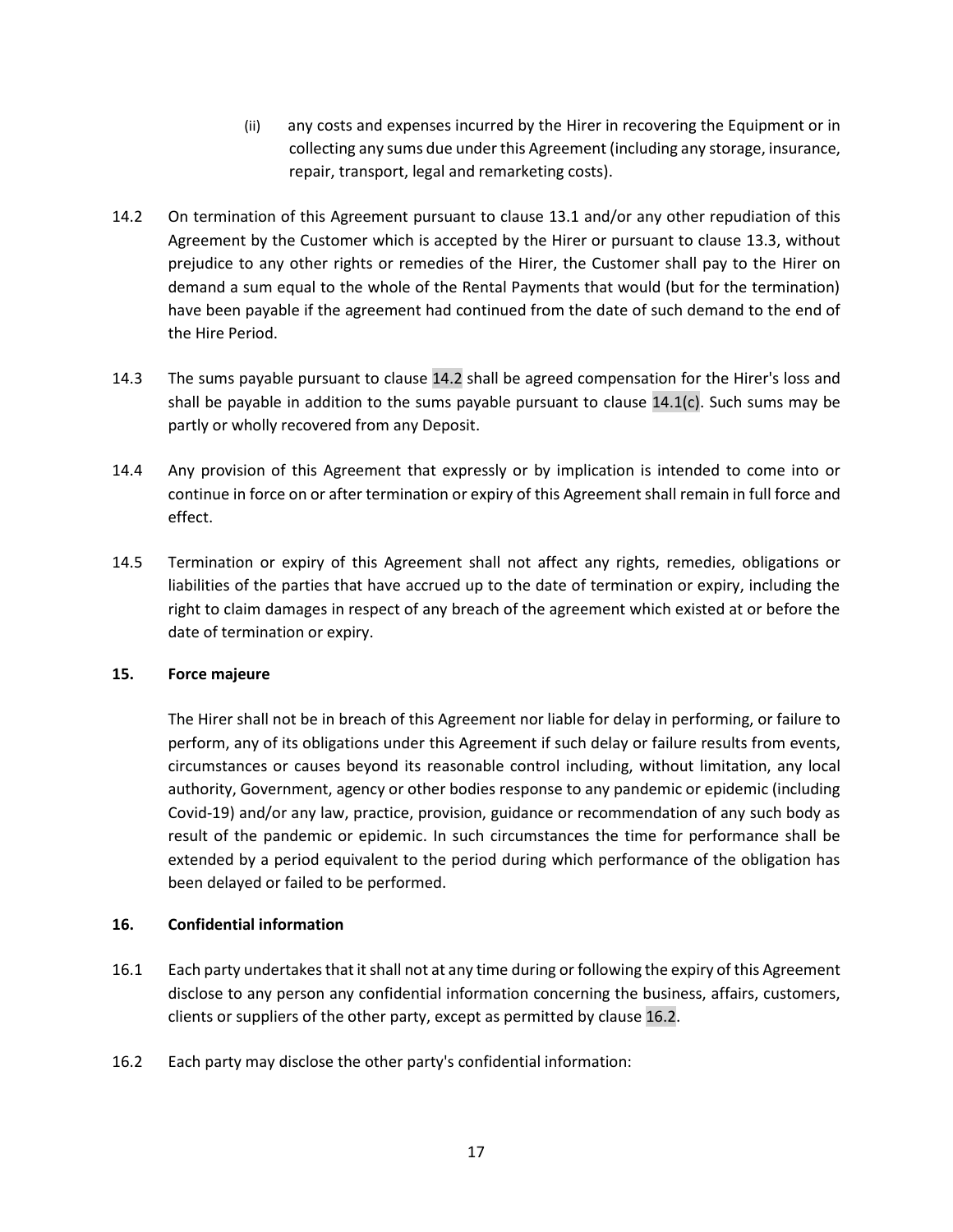(ii) any costs and expenses incurred by the Hirer in recovering the Equipment or in collecting any sums due under this Agreement (including any storage, insurance, repair, transport, legal and remarketing costs).

14.2 On termination of this Agreement pursuant to clause 13.1 and/or any other repudiation of this Agreement by the Customer which is accepted by the Hirer or pursuant to clause 13.3, without prejudice to any other rights or remedies of the Hirer, the Customer shall pay to the Hirer on demand a sum equal to the whole of the Rental Payments that would (but for the termination) have been payable if the agreement had continued from the date of such demand to the end of the Hire Period.

14.3 The sums payable pursuant to clause 14.2 shall be agreed compensation for the Hirer's loss and shall be payable in addition to the sums payable pursuant to clause 14.1(c). Such sums may be partly or wholly recovered from any Deposit.

14.4 Any provision of this Agreement that expressly or by implication is intended to come into or continue in force on or after termination or expiry of this Agreement shall remain in full force and effect.

14.5 Termination or expiry of this Agreement shall not affect any rights, remedies, obligations or liabilities of the parties that have accrued up to the date of termination or expiry, including the right to claim damages in respect of any breach of the agreement which existed at or before the date of termination or expiry.

**15. Force majeure**

The Hirer shall not be in breach of this Agreement nor liable for delay in performing, or failure to perform, any of its obligations under this Agreement if such delay or failure results from events, circumstances or causes beyond its reasonable control including, without limitation, any local authority, Government, agency or other bodies response to any pandemic or epidemic (including Covid-19) and/or any law, practice, provision, guidance or recommendation of any such body as result of the pandemic or epidemic. In such circumstances the time for performance shall be extended by a period equivalent to the period during which performance of the obligation has been delayed or failed to be performed.

**16. Confidential information**

16.1 Each party undertakes that it shall not at any time during or following the expiry of this Agreement disclose to any person any confidential information concerning the business, affairs, customers, clients or suppliers of the other party, except as permitted by clause 16.2.

16.2 Each party may disclose the other party's confidential information: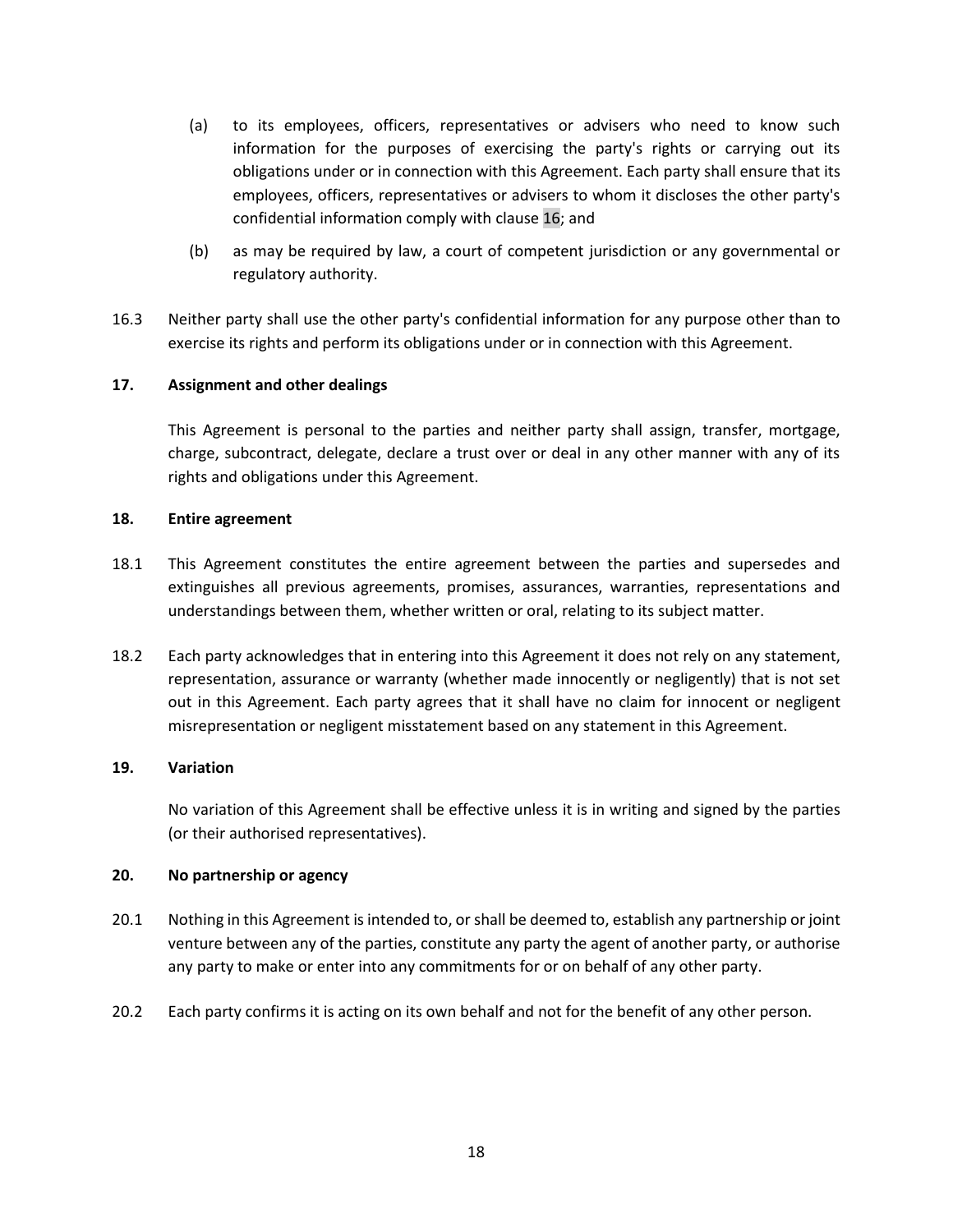(a) to its employees, officers, representatives or advisers who need to know such information for the purposes of exercising the party's rights or carrying out its obligations under or in connection with this Agreement. Each party shall ensure that its employees, officers, representatives or advisers to whom it discloses the other party's confidential information comply with clause 16; and

(b) as may be required by law, a court of competent jurisdiction or any governmental or regulatory authority.

16.3 Neither party shall use the other party's confidential information for any purpose other than to exercise its rights and perform its obligations under or in connection with this Agreement.

**17. Assignment and other dealings**

This Agreement is personal to the parties and neither party shall assign, transfer, mortgage, charge, subcontract, delegate, declare a trust over or deal in any other manner with any of its rights and obligations under this Agreement.

**18. Entire agreement**

18.1 This Agreement constitutes the entire agreement between the parties and supersedes and extinguishes all previous agreements, promises, assurances, warranties, representations and understandings between them, whether written or oral, relating to its subject matter.

18.2 Each party acknowledges that in entering into this Agreement it does not rely on any statement, representation, assurance or warranty (whether made innocently or negligently) that is not set out in this Agreement. Each party agrees that it shall have no claim for innocent or negligent misrepresentation or negligent misstatement based on any statement in this Agreement.

**19. Variation**

No variation of this Agreement shall be effective unless it is in writing and signed by the parties (or their authorised representatives).

**20. No partnership or agency**

20.1 Nothing in this Agreement is intended to, or shall be deemed to, establish any partnership or joint venture between any of the parties, constitute any party the agent of another party, or authorise any party to make or enter into any commitments for or on behalf of any other party.

20.2 Each party confirms it is acting on its own behalf and not for the benefit of any other person.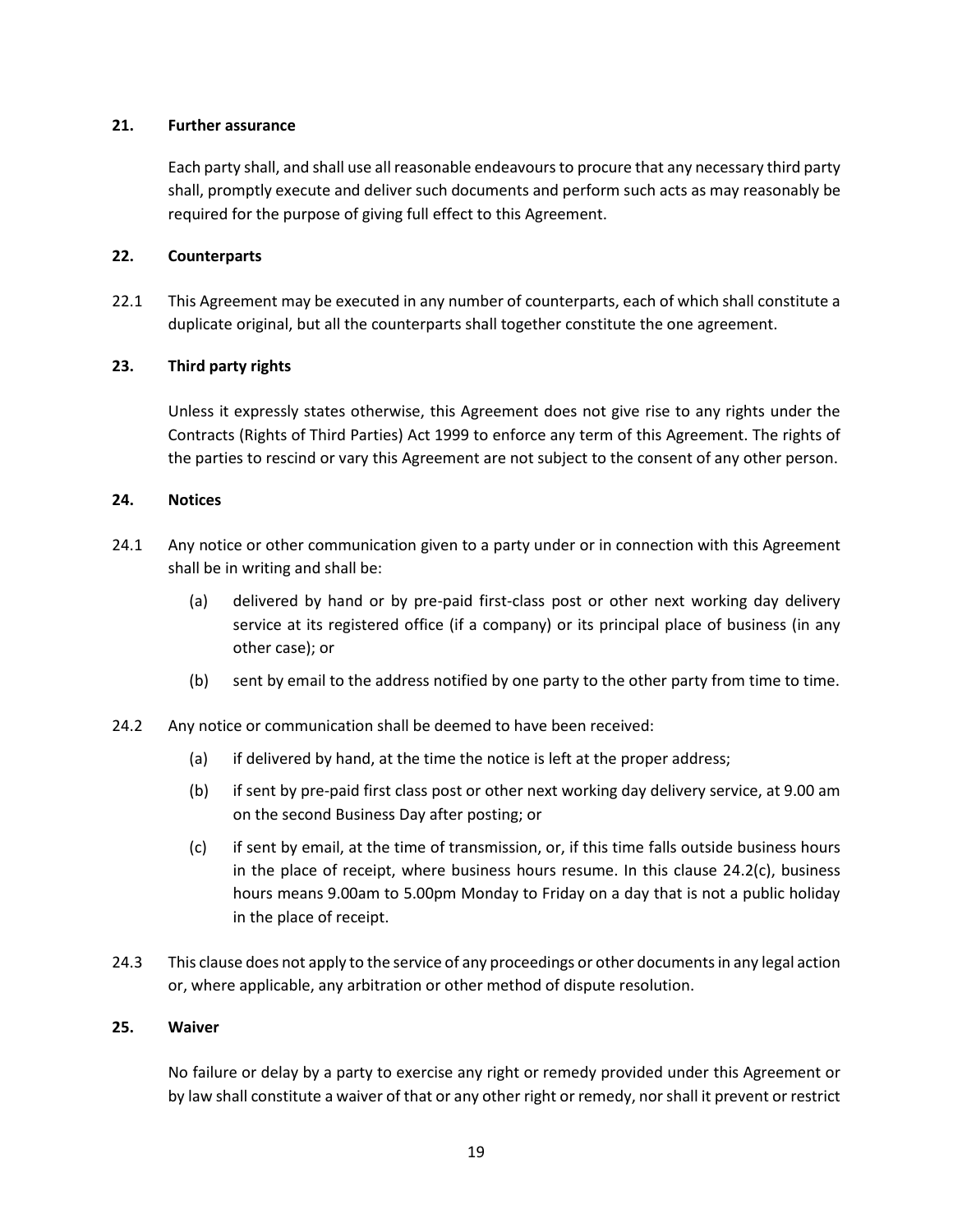**21. Further assurance**

Each party shall, and shall use all reasonable endeavours to procure that any necessary third party shall, promptly execute and deliver such documents and perform such acts as may reasonably be required for the purpose of giving full effect to this Agreement.

**22. Counterparts**

22.1 This Agreement may be executed in any number of counterparts, each of which shall constitute a duplicate original, but all the counterparts shall together constitute the one agreement.

**23. Third party rights**

Unless it expressly states otherwise, this Agreement does not give rise to any rights under the Contracts (Rights of Third Parties) Act 1999 to enforce any term of this Agreement. The rights of the parties to rescind or vary this Agreement are not subject to the consent of any other person.

**24. Notices**

24.1 Any notice or other communication given to a party under or in connection with this Agreement shall be in writing and shall be:

(a) delivered by hand or by pre-paid first-class post or other next working day delivery service at its registered office (if a company) or its principal place of business (in any other case); or

(b) sent by email to the address notified by one party to the other party from time to time.

24.2 Any notice or communication shall be deemed to have been received:

(a) if delivered by hand, at the time the notice is left at the proper address;

(b) if sent by pre-paid first class post or other next working day delivery service, at 9.00 am on the second Business Day after posting; or

(c) if sent by email, at the time of transmission, or, if this time falls outside business hours in the place of receipt, where business hours resume. In this clause 24.2(c), business hours means 9.00am to 5.00pm Monday to Friday on a day that is not a public holiday in the place of receipt.

24.3 This clause does not apply to the service of any proceedings or other documents in any legal action or, where applicable, any arbitration or other method of dispute resolution.

**25. Waiver**

No failure or delay by a party to exercise any right or remedy provided under this Agreement or by law shall constitute a waiver of that or any other right or remedy, nor shall it prevent or restrict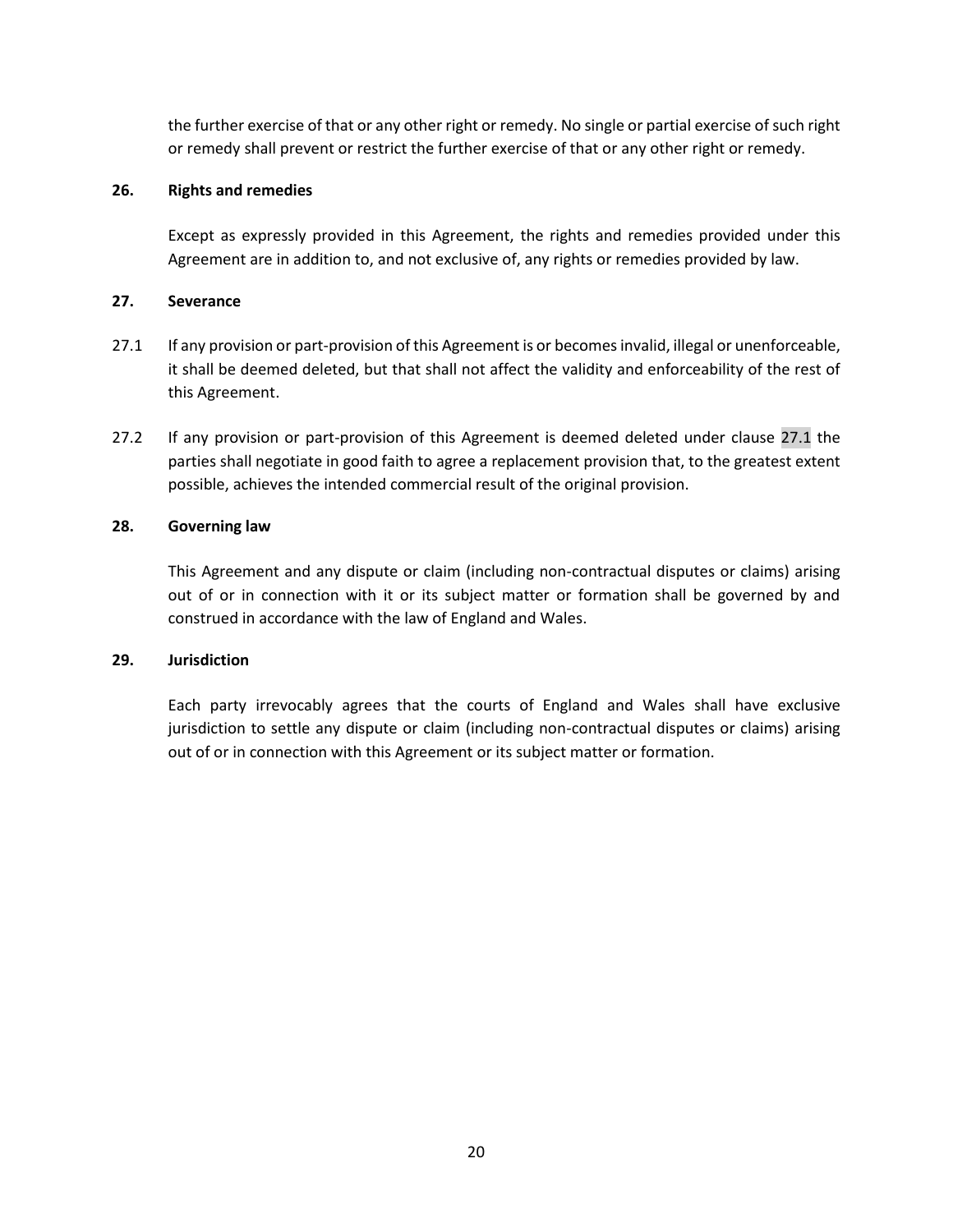the further exercise of that or any other right or remedy. No single or partial exercise of such right or remedy shall prevent or restrict the further exercise of that or any other right or remedy.

**26. Rights and remedies**

Except as expressly provided in this Agreement, the rights and remedies provided under this Agreement are in addition to, and not exclusive of, any rights or remedies provided by law.

**27. Severance**

27.1 If any provision or part-provision of this Agreement is or becomes invalid, illegal or unenforceable, it shall be deemed deleted, but that shall not affect the validity and enforceability of the rest of this Agreement.

27.2 If any provision or part-provision of this Agreement is deemed deleted under clause 27.1 the parties shall negotiate in good faith to agree a replacement provision that, to the greatest extent possible, achieves the intended commercial result of the original provision.

**28. Governing law**

This Agreement and any dispute or claim (including non-contractual disputes or claims) arising out of or in connection with it or its subject matter or formation shall be governed by and construed in accordance with the law of England and Wales.

**29. Jurisdiction**

Each party irrevocably agrees that the courts of England and Wales shall have exclusive jurisdiction to settle any dispute or claim (including non-contractual disputes or claims) arising out of or in connection with this Agreement or its subject matter or formation.